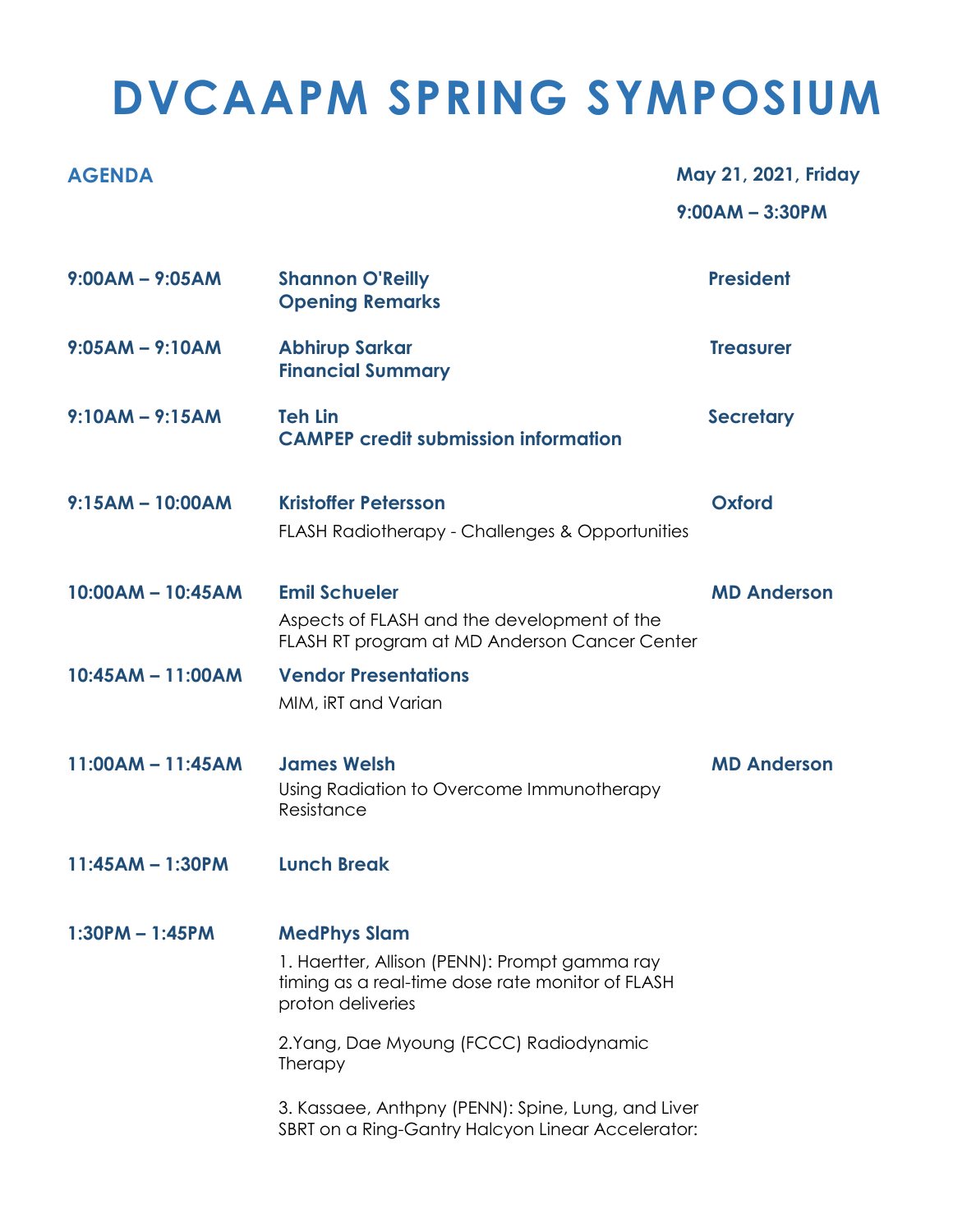# DVCAAPM SPRING SYMPOSIUM

**AGENDA** — **May 21, 2021, Friday** — **9:00AM – 3:30PM**

| | | |
|---|---|---|
| **9:00AM – 9:05AM** | **Shannon O'Reilly**<br>**Opening Remarks** | **President** |
| **9:05AM – 9:10AM** | **Abhirup Sarkar**<br>**Financial Summary** | **Treasurer** |
| **9:10AM – 9:15AM** | **Teh Lin**<br>**CAMPEP credit submission information** | **Secretary** |
| **9:15AM – 10:00AM** | **Kristoffer Petersson**<br>FLASH Radiotherapy - Challenges & Opportunities | **Oxford** |
| **10:00AM – 10:45AM** | **Emil Schueler**<br>Aspects of FLASH and the development of the FLASH RT program at MD Anderson Cancer Center | **MD Anderson** |
| **10:45AM – 11:00AM** | **Vendor Presentations**<br>MIM, iRT and Varian | |
| **11:00AM – 11:45AM** | **James Welsh**<br>Using Radiation to Overcome Immunotherapy Resistance | **MD Anderson** |
| **11:45AM – 1:30PM** | **Lunch Break** | |
| **1:30PM – 1:45PM** | **MedPhys Slam**<br>1. Haertter, Allison (PENN): Prompt gamma ray timing as a real-time dose rate monitor of FLASH proton deliveries<br>2.Yang, Dae Myoung (FCCC) Radiodynamic Therapy<br>3. Kassaee, Anthpny (PENN): Spine, Lung, and Liver SBRT on a Ring-Gantry Halcyon Linear Accelerator: | |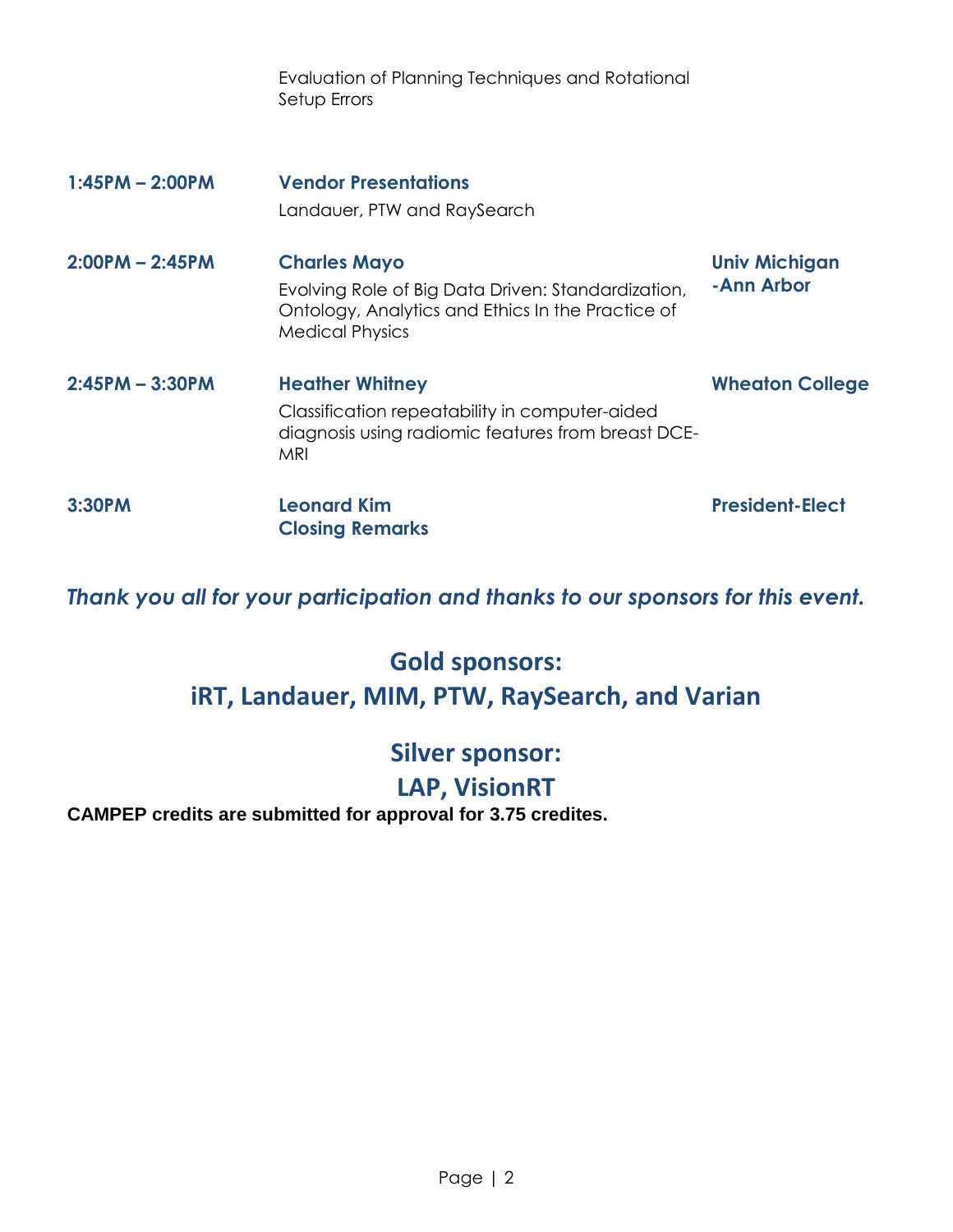| | | |
|---|---|---|
| | Evaluation of Planning Techniques and Rotational Setup Errors | |
| **1:45PM – 2:00PM** | **Vendor Presentations**<br>Landauer, PTW and RaySearch | |
| **2:00PM – 2:45PM** | **Charles Mayo**<br>Evolving Role of Big Data Driven: Standardization, Ontology, Analytics and Ethics In the Practice of Medical Physics | **Univ Michigan -Ann Arbor** |
| **2:45PM – 3:30PM** | **Heather Whitney**<br>Classification repeatability in computer-aided diagnosis using radiomic features from breast DCE-MRI | **Wheaton College** |
| **3:30PM** | **Leonard Kim**<br>**Closing Remarks** | **President-Elect** |

***Thank you all for your participation and thanks to our sponsors for this event.***

## Gold sponsors:
## iRT, Landauer, MIM, PTW, RaySearch, and Varian

## Silver sponsor:
## LAP, VisionRT

**CAMPEP credits are submitted for approval for 3.75 credites.**